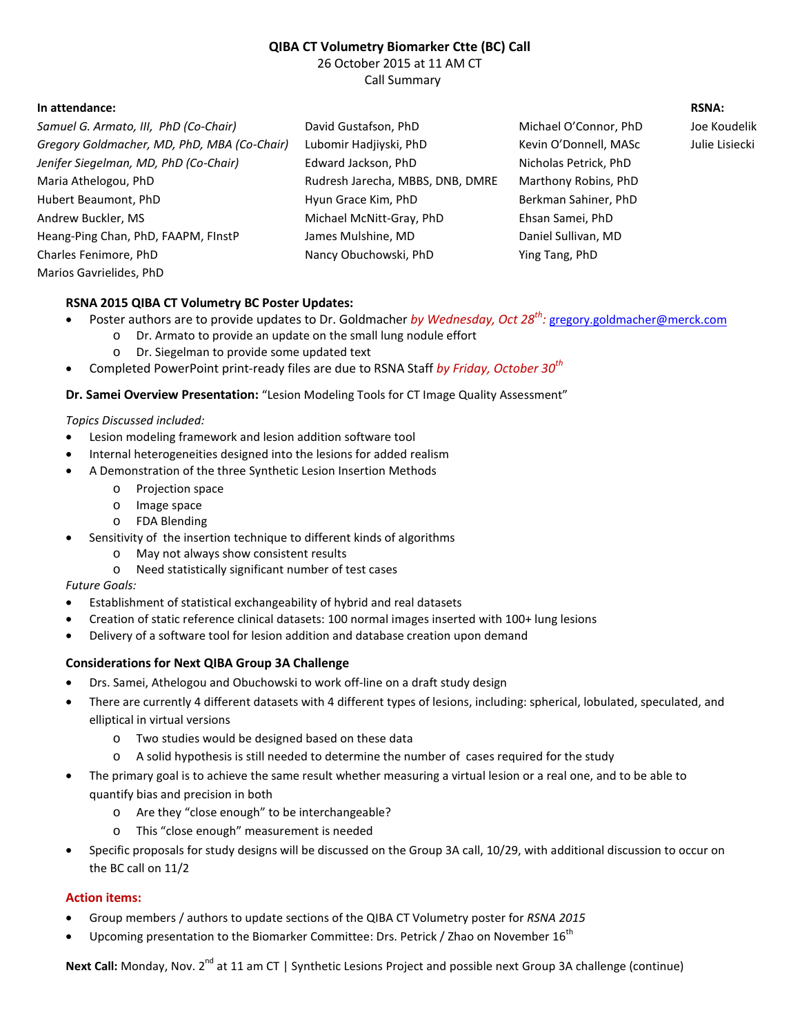# QIBA CT Volumetry Biomarker Ctte (BC) Call

26 October 2015 at 11 AM CT

Call Summary

**In attendance:**

*Samuel G. Armato, III, PhD (Co-Chair)*
*Gregory Goldmacher, MD, PhD, MBA (Co-Chair)*
*Jenifer Siegelman, MD, PhD (Co-Chair)*
Maria Athelogou, PhD
Hubert Beaumont, PhD
Andrew Buckler, MS
Heang-Ping Chan, PhD, FAAPM, FInstP
Charles Fenimore, PhD
Marios Gavrielides, PhD
David Gustafson, PhD
Lubomir Hadjiyski, PhD
Edward Jackson, PhD
Rudresh Jarecha, MBBS, DNB, DMRE
Hyun Grace Kim, PhD
Michael McNitt-Gray, PhD
James Mulshine, MD
Nancy Obuchowski, PhD
Michael O'Connor, PhD
Kevin O'Donnell, MASc
Nicholas Petrick, PhD
Marthony Robins, PhD
Berkman Sahiner, PhD
Ehsan Samei, PhD
Daniel Sullivan, MD
Ying Tang, PhD

**RSNA:**

Joe Koudelik
Julie Lisiecki

**RSNA 2015 QIBA CT Volumetry BC Poster Updates:**

- Poster authors are to provide updates to Dr. Goldmacher *by Wednesday, Oct 28th:* gregory.goldmacher@merck.com
  - Dr. Armato to provide an update on the small lung nodule effort
  - Dr. Siegelman to provide some updated text
- Completed PowerPoint print-ready files are due to RSNA Staff *by Friday, October 30th*

**Dr. Samei Overview Presentation:** "Lesion Modeling Tools for CT Image Quality Assessment"

*Topics Discussed included:*

- Lesion modeling framework and lesion addition software tool
- Internal heterogeneities designed into the lesions for added realism
- A Demonstration of the three Synthetic Lesion Insertion Methods
  - Projection space
  - Image space
  - FDA Blending
- Sensitivity of the insertion technique to different kinds of algorithms
  - May not always show consistent results
  - Need statistically significant number of test cases

*Future Goals:*

- Establishment of statistical exchangeability of hybrid and real datasets
- Creation of static reference clinical datasets: 100 normal images inserted with 100+ lung lesions
- Delivery of a software tool for lesion addition and database creation upon demand

**Considerations for Next QIBA Group 3A Challenge**

- Drs. Samei, Athelogou and Obuchowski to work off-line on a draft study design
- There are currently 4 different datasets with 4 different types of lesions, including: spherical, lobulated, speculated, and elliptical in virtual versions
  - Two studies would be designed based on these data
  - A solid hypothesis is still needed to determine the number of cases required for the study
- The primary goal is to achieve the same result whether measuring a virtual lesion or a real one, and to be able to quantify bias and precision in both
  - Are they "close enough" to be interchangeable?
  - This "close enough" measurement is needed
- Specific proposals for study designs will be discussed on the Group 3A call, 10/29, with additional discussion to occur on the BC call on 11/2

**Action items:**

- Group members / authors to update sections of the QIBA CT Volumetry poster for *RSNA 2015*
- Upcoming presentation to the Biomarker Committee: Drs. Petrick / Zhao on November 16th

**Next Call:** Monday, Nov. 2nd at 11 am CT | Synthetic Lesions Project and possible next Group 3A challenge (continue)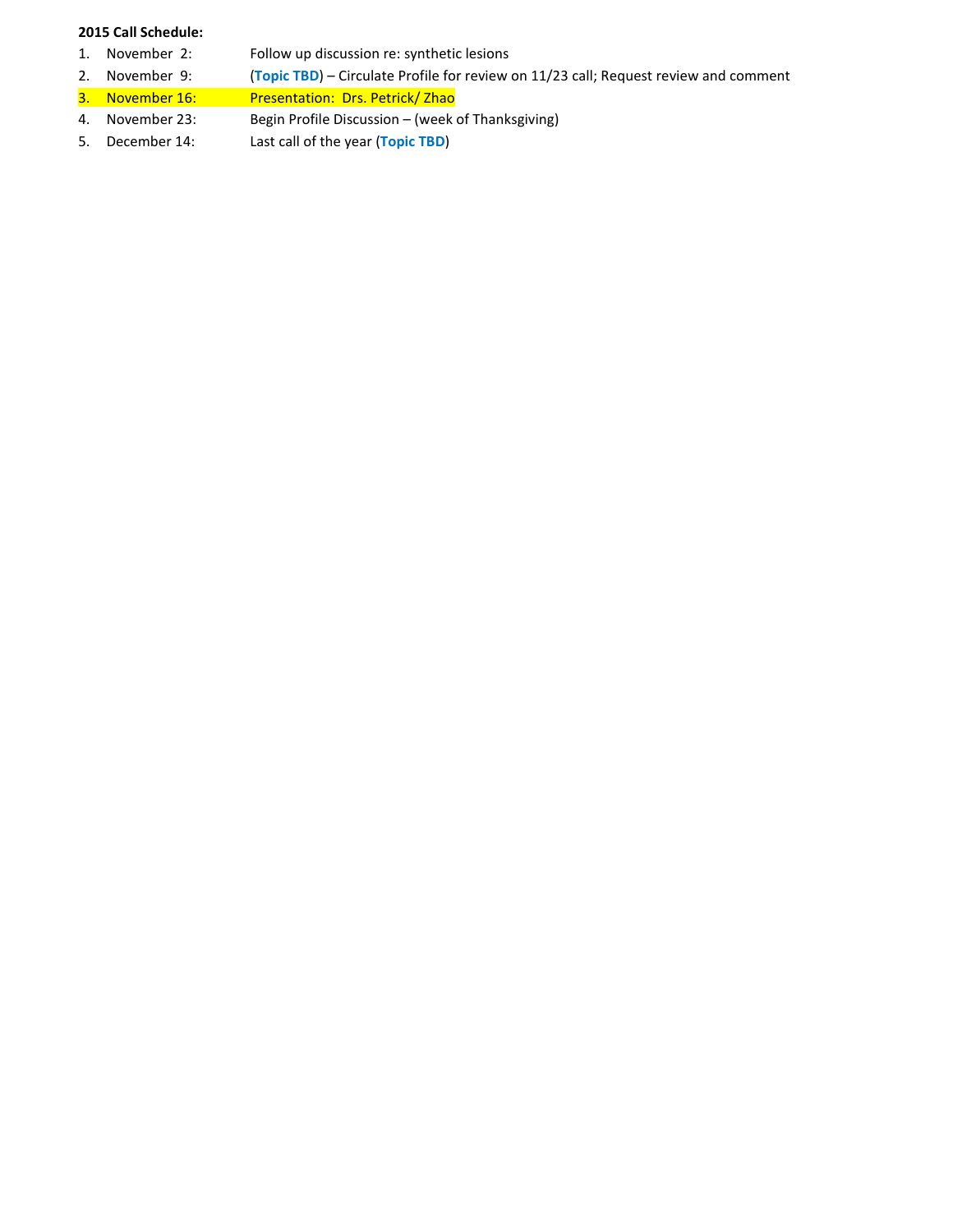**2015 Call Schedule:**

1. November 2: Follow up discussion re: synthetic lesions
2. November 9: (**Topic TBD**) – Circulate Profile for review on 11/23 call; Request review and comment
3. November 16: Presentation: Drs. Petrick/ Zhao
4. November 23: Begin Profile Discussion – (week of Thanksgiving)
5. December 14: Last call of the year (**Topic TBD**)